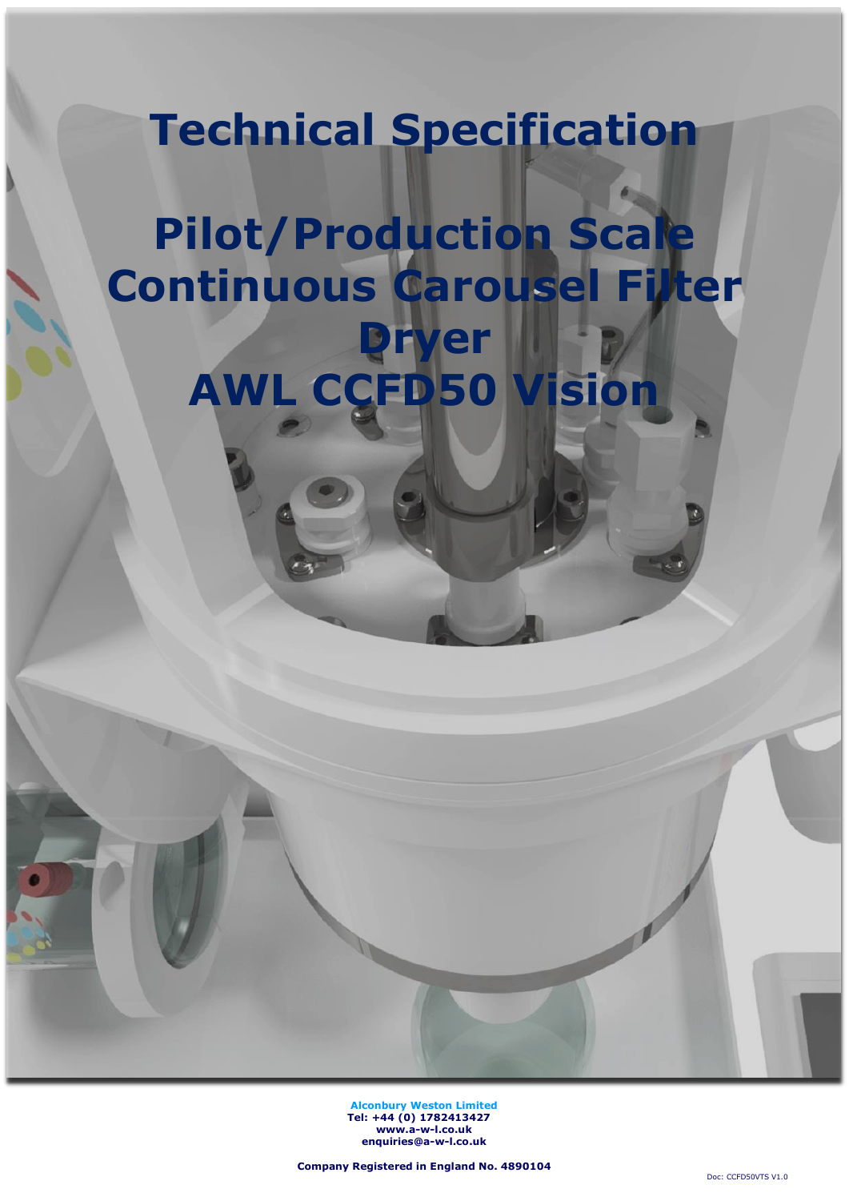# Technical Specification

# Pilot/Production Scale Continuous Carousel Filter Dryer AWL CCFD50 Vision

**Alconbury Weston Limited**
**Tel: +44 (0) 1782413427**
**www.a-w-l.co.uk**
**enquiries@a-w-l.co.uk**

**Company Registered in England No. 4890104**

Doc: CCFD50VTS V1.0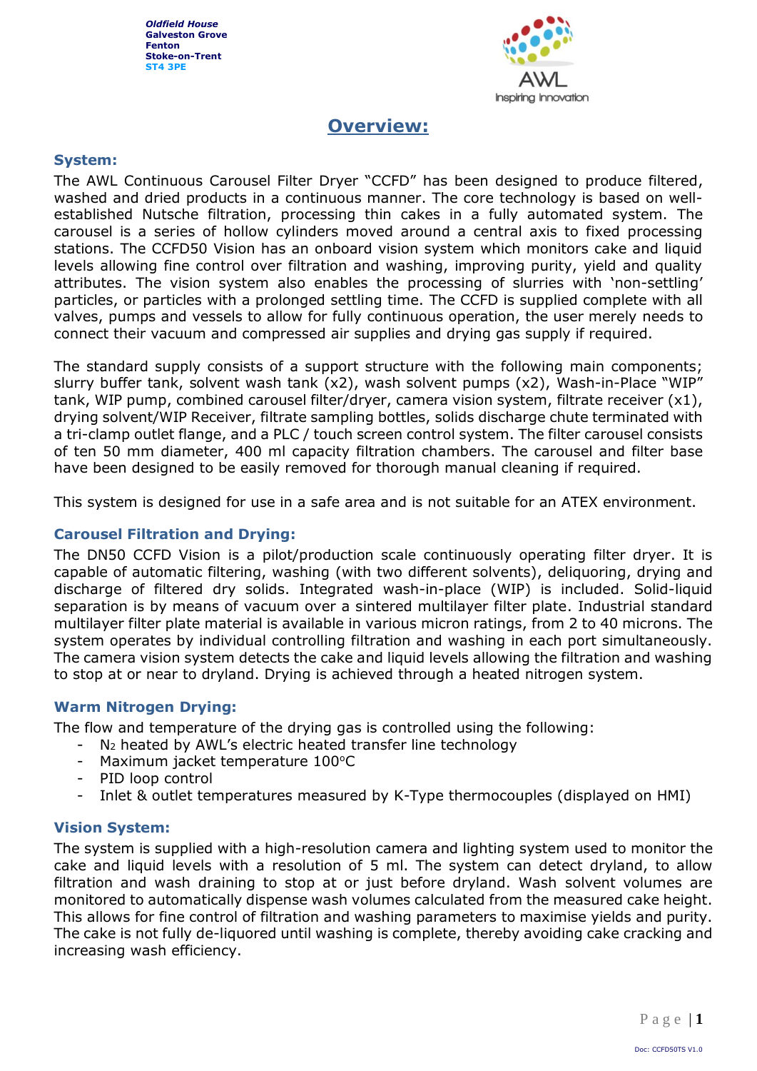Oldfield House
Galveston Grove
Fenton
Stoke-on-Trent
ST4 3PE

# Overview:

### System:

The AWL Continuous Carousel Filter Dryer "CCFD" has been designed to produce filtered, washed and dried products in a continuous manner. The core technology is based on well-established Nutsche filtration, processing thin cakes in a fully automated system. The carousel is a series of hollow cylinders moved around a central axis to fixed processing stations. The CCFD50 Vision has an onboard vision system which monitors cake and liquid levels allowing fine control over filtration and washing, improving purity, yield and quality attributes. The vision system also enables the processing of slurries with 'non-settling' particles, or particles with a prolonged settling time. The CCFD is supplied complete with all valves, pumps and vessels to allow for fully continuous operation, the user merely needs to connect their vacuum and compressed air supplies and drying gas supply if required.

The standard supply consists of a support structure with the following main components; slurry buffer tank, solvent wash tank (x2), wash solvent pumps (x2), Wash-in-Place "WIP" tank, WIP pump, combined carousel filter/dryer, camera vision system, filtrate receiver (x1), drying solvent/WIP Receiver, filtrate sampling bottles, solids discharge chute terminated with a tri-clamp outlet flange, and a PLC / touch screen control system. The filter carousel consists of ten 50 mm diameter, 400 ml capacity filtration chambers. The carousel and filter base have been designed to be easily removed for thorough manual cleaning if required.

This system is designed for use in a safe area and is not suitable for an ATEX environment.

### Carousel Filtration and Drying:

The DN50 CCFD Vision is a pilot/production scale continuously operating filter dryer. It is capable of automatic filtering, washing (with two different solvents), deliquoring, drying and discharge of filtered dry solids. Integrated wash-in-place (WIP) is included. Solid-liquid separation is by means of vacuum over a sintered multilayer filter plate. Industrial standard multilayer filter plate material is available in various micron ratings, from 2 to 40 microns. The system operates by individual controlling filtration and washing in each port simultaneously. The camera vision system detects the cake and liquid levels allowing the filtration and washing to stop at or near to dryland. Drying is achieved through a heated nitrogen system.

### Warm Nitrogen Drying:

The flow and temperature of the drying gas is controlled using the following:

- $N_2$ heated by AWL's electric heated transfer line technology
- Maximum jacket temperature 100°C
- PID loop control
- Inlet & outlet temperatures measured by K-Type thermocouples (displayed on HMI)

### Vision System:

The system is supplied with a high-resolution camera and lighting system used to monitor the cake and liquid levels with a resolution of 5 ml. The system can detect dryland, to allow filtration and wash draining to stop at or just before dryland. Wash solvent volumes are monitored to automatically dispense wash volumes calculated from the measured cake height. This allows for fine control of filtration and washing parameters to maximise yields and purity. The cake is not fully de-liquored until washing is complete, thereby avoiding cake cracking and increasing wash efficiency.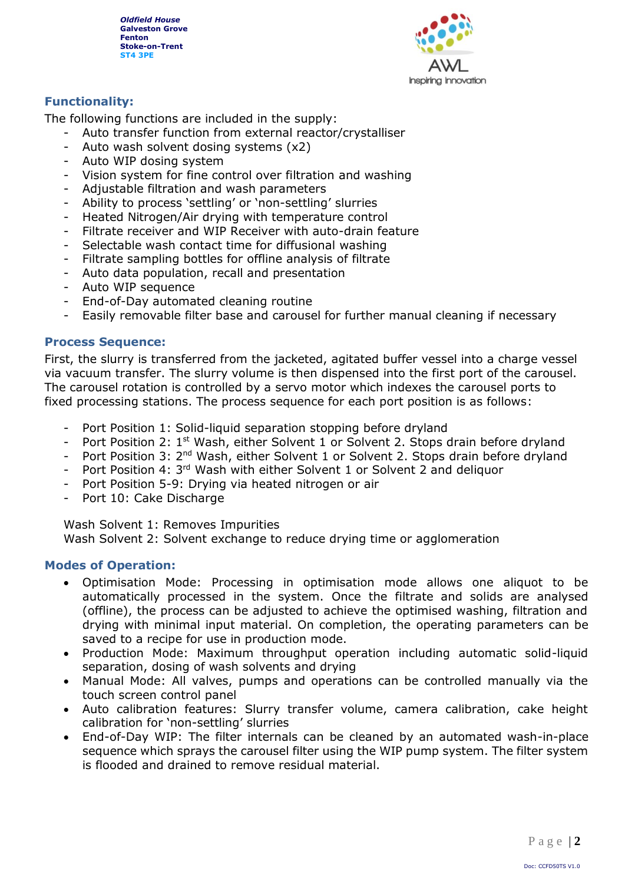## Functionality:

The following functions are included in the supply:

- Auto transfer function from external reactor/crystalliser
- Auto wash solvent dosing systems (x2)
- Auto WIP dosing system
- Vision system for fine control over filtration and washing
- Adjustable filtration and wash parameters
- Ability to process 'settling' or 'non-settling' slurries
- Heated Nitrogen/Air drying with temperature control
- Filtrate receiver and WIP Receiver with auto-drain feature
- Selectable wash contact time for diffusional washing
- Filtrate sampling bottles for offline analysis of filtrate
- Auto data population, recall and presentation
- Auto WIP sequence
- End-of-Day automated cleaning routine
- Easily removable filter base and carousel for further manual cleaning if necessary

## Process Sequence:

First, the slurry is transferred from the jacketed, agitated buffer vessel into a charge vessel via vacuum transfer. The slurry volume is then dispensed into the first port of the carousel. The carousel rotation is controlled by a servo motor which indexes the carousel ports to fixed processing stations. The process sequence for each port position is as follows:

- Port Position 1: Solid-liquid separation stopping before dryland
- Port Position 2: 1st Wash, either Solvent 1 or Solvent 2. Stops drain before dryland
- Port Position 3: 2nd Wash, either Solvent 1 or Solvent 2. Stops drain before dryland
- Port Position 4: 3rd Wash with either Solvent 1 or Solvent 2 and deliquor
- Port Position 5-9: Drying via heated nitrogen or air
- Port 10: Cake Discharge

Wash Solvent 1: Removes Impurities
Wash Solvent 2: Solvent exchange to reduce drying time or agglomeration

## Modes of Operation:

- Optimisation Mode: Processing in optimisation mode allows one aliquot to be automatically processed in the system. Once the filtrate and solids are analysed (offline), the process can be adjusted to achieve the optimised washing, filtration and drying with minimal input material. On completion, the operating parameters can be saved to a recipe for use in production mode.
- Production Mode: Maximum throughput operation including automatic solid-liquid separation, dosing of wash solvents and drying
- Manual Mode: All valves, pumps and operations can be controlled manually via the touch screen control panel
- Auto calibration features: Slurry transfer volume, camera calibration, cake height calibration for 'non-settling' slurries
- End-of-Day WIP: The filter internals can be cleaned by an automated wash-in-place sequence which sprays the carousel filter using the WIP pump system. The filter system is flooded and drained to remove residual material.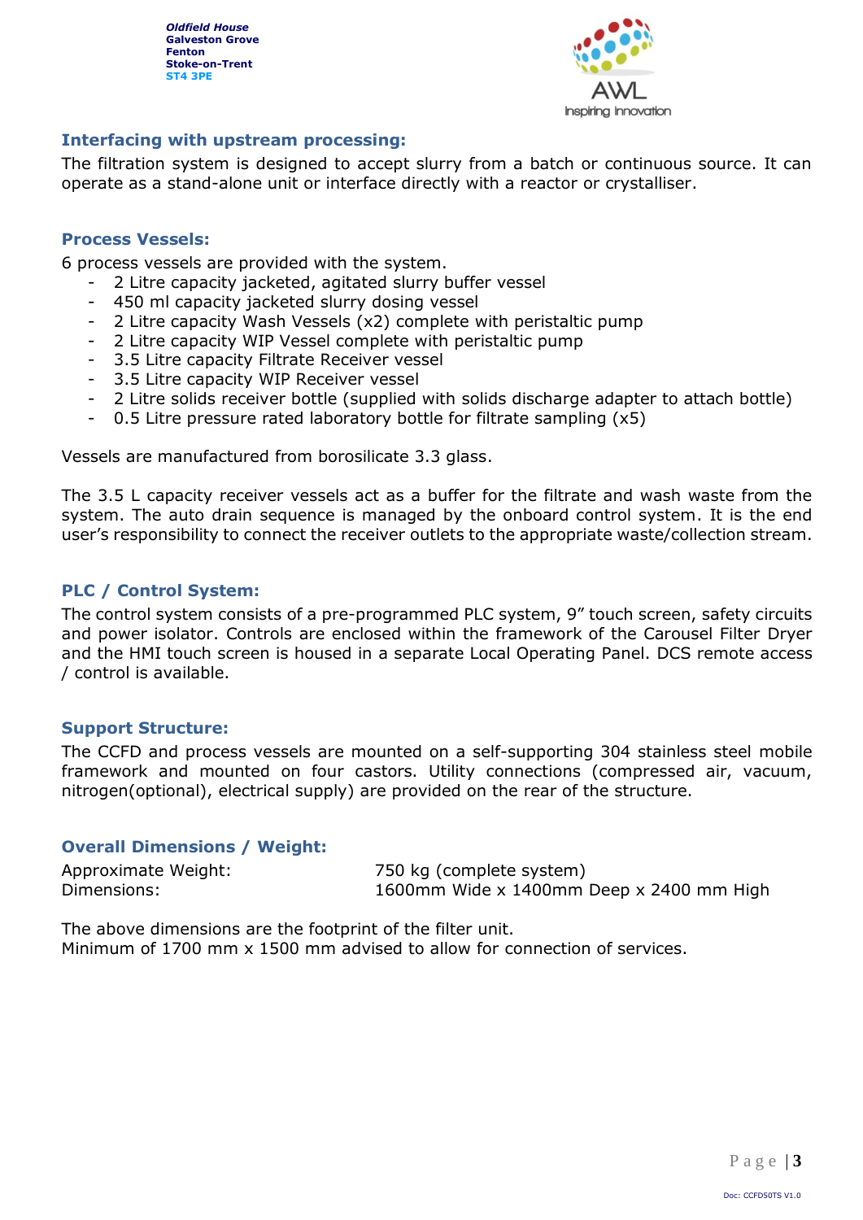### Interfacing with upstream processing:

The filtration system is designed to accept slurry from a batch or continuous source. It can operate as a stand-alone unit or interface directly with a reactor or crystalliser.

### Process Vessels:

6 process vessels are provided with the system.

- 2 Litre capacity jacketed, agitated slurry buffer vessel
- 450 ml capacity jacketed slurry dosing vessel
- 2 Litre capacity Wash Vessels (x2) complete with peristaltic pump
- 2 Litre capacity WIP Vessel complete with peristaltic pump
- 3.5 Litre capacity Filtrate Receiver vessel
- 3.5 Litre capacity WIP Receiver vessel
- 2 Litre solids receiver bottle (supplied with solids discharge adapter to attach bottle)
- 0.5 Litre pressure rated laboratory bottle for filtrate sampling (x5)

Vessels are manufactured from borosilicate 3.3 glass.

The 3.5 L capacity receiver vessels act as a buffer for the filtrate and wash waste from the system. The auto drain sequence is managed by the onboard control system. It is the end user's responsibility to connect the receiver outlets to the appropriate waste/collection stream.

### PLC / Control System:

The control system consists of a pre-programmed PLC system, 9" touch screen, safety circuits and power isolator. Controls are enclosed within the framework of the Carousel Filter Dryer and the HMI touch screen is housed in a separate Local Operating Panel. DCS remote access / control is available.

### Support Structure:

The CCFD and process vessels are mounted on a self-supporting 304 stainless steel mobile framework and mounted on four castors. Utility connections (compressed air, vacuum, nitrogen(optional), electrical supply) are provided on the rear of the structure.

### Overall Dimensions / Weight:

| | |
|---|---|
| Approximate Weight: | 750 kg (complete system) |
| Dimensions: | 1600mm Wide x 1400mm Deep x 2400 mm High |

The above dimensions are the footprint of the filter unit.
Minimum of 1700 mm x 1500 mm advised to allow for connection of services.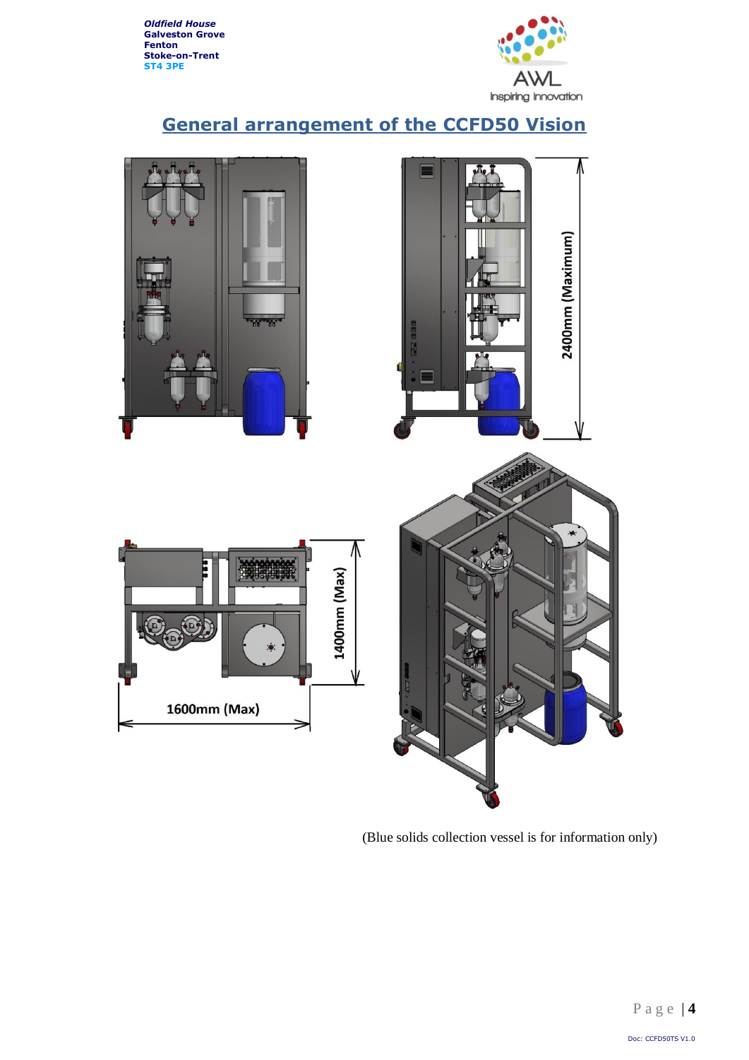Oldfield House
Galveston Grove
Fenton
Stoke-on-Trent
ST4 3PE

# General arrangement of the CCFD50 Vision

2400mm (Maximum)

1400mm (Max)

1600mm (Max)

(Blue solids collection vessel is for information only)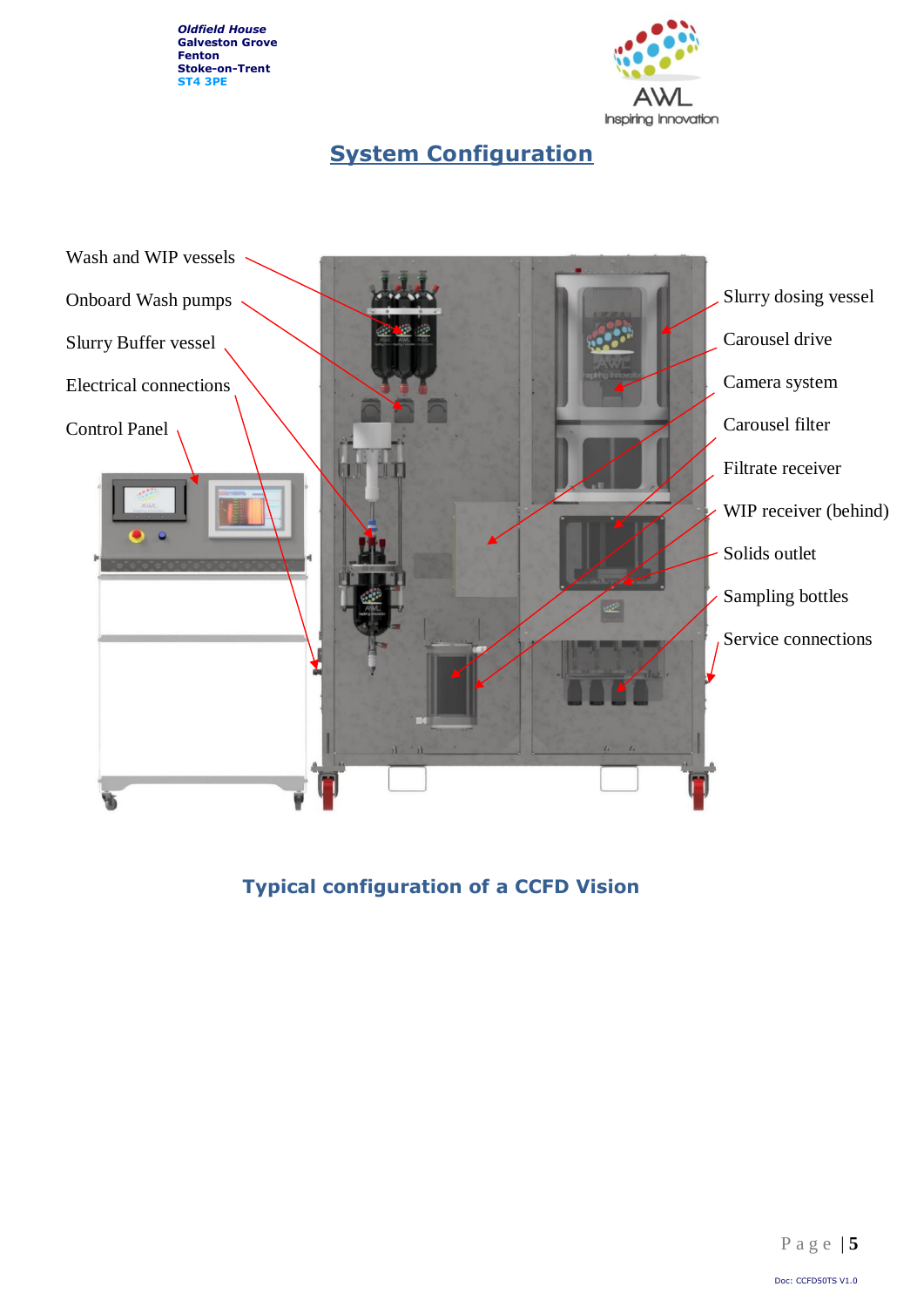## System Configuration

Wash and WIP vessels

Onboard Wash pumps

Slurry Buffer vessel

Electrical connections

Control Panel

Slurry dosing vessel

Carousel drive

Camera system

Carousel filter

Filtrate receiver

WIP receiver (behind)

Solids outlet

Sampling bottles

Service connections

**Typical configuration of a CCFD Vision**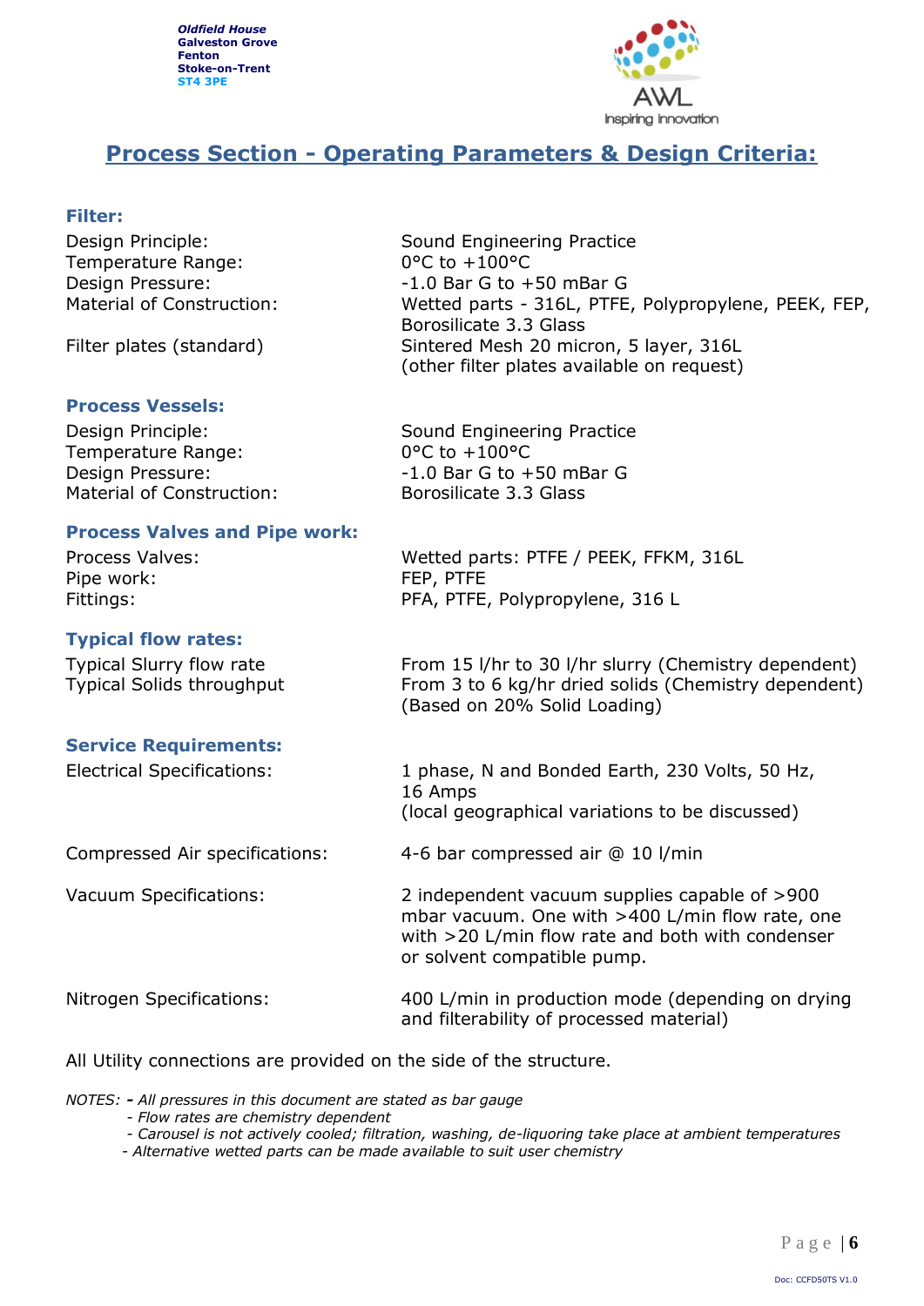Oldfield House
Galveston Grove
Fenton
Stoke-on-Trent
ST4 3PE

# Process Section - Operating Parameters & Design Criteria:

### Filter:

| | |
|---|---|
| Design Principle: | Sound Engineering Practice |
| Temperature Range: | 0°C to +100°C |
| Design Pressure: | -1.0 Bar G to +50 mBar G |
| Material of Construction: | Wetted parts - 316L, PTFE, Polypropylene, PEEK, FEP, Borosilicate 3.3 Glass |
| Filter plates (standard) | Sintered Mesh 20 micron, 5 layer, 316L (other filter plates available on request) |

### Process Vessels:

| | |
|---|---|
| Design Principle: | Sound Engineering Practice |
| Temperature Range: | 0°C to +100°C |
| Design Pressure: | -1.0 Bar G to +50 mBar G |
| Material of Construction: | Borosilicate 3.3 Glass |

### Process Valves and Pipe work:

| | |
|---|---|
| Process Valves: | Wetted parts: PTFE / PEEK, FFKM, 316L |
| Pipe work: | FEP, PTFE |
| Fittings: | PFA, PTFE, Polypropylene, 316 L |

### Typical flow rates:

| | |
|---|---|
| Typical Slurry flow rate | From 15 l/hr to 30 l/hr slurry (Chemistry dependent) |
| Typical Solids throughput | From 3 to 6 kg/hr dried solids (Chemistry dependent) (Based on 20% Solid Loading) |

### Service Requirements:

| | |
|---|---|
| Electrical Specifications: | 1 phase, N and Bonded Earth, 230 Volts, 50 Hz, 16 Amps (local geographical variations to be discussed) |
| Compressed Air specifications: | 4-6 bar compressed air @ 10 l/min |
| Vacuum Specifications: | 2 independent vacuum supplies capable of >900 mbar vacuum. One with >400 L/min flow rate, one with >20 L/min flow rate and both with condenser or solvent compatible pump. |
| Nitrogen Specifications: | 400 L/min in production mode (depending on drying and filterability of processed material) |

All Utility connections are provided on the side of the structure.

*NOTES: - All pressures in this document are stated as bar gauge*
*- Flow rates are chemistry dependent*
*- Carousel is not actively cooled; filtration, washing, de-liquoring take place at ambient temperatures*
*- Alternative wetted parts can be made available to suit user chemistry*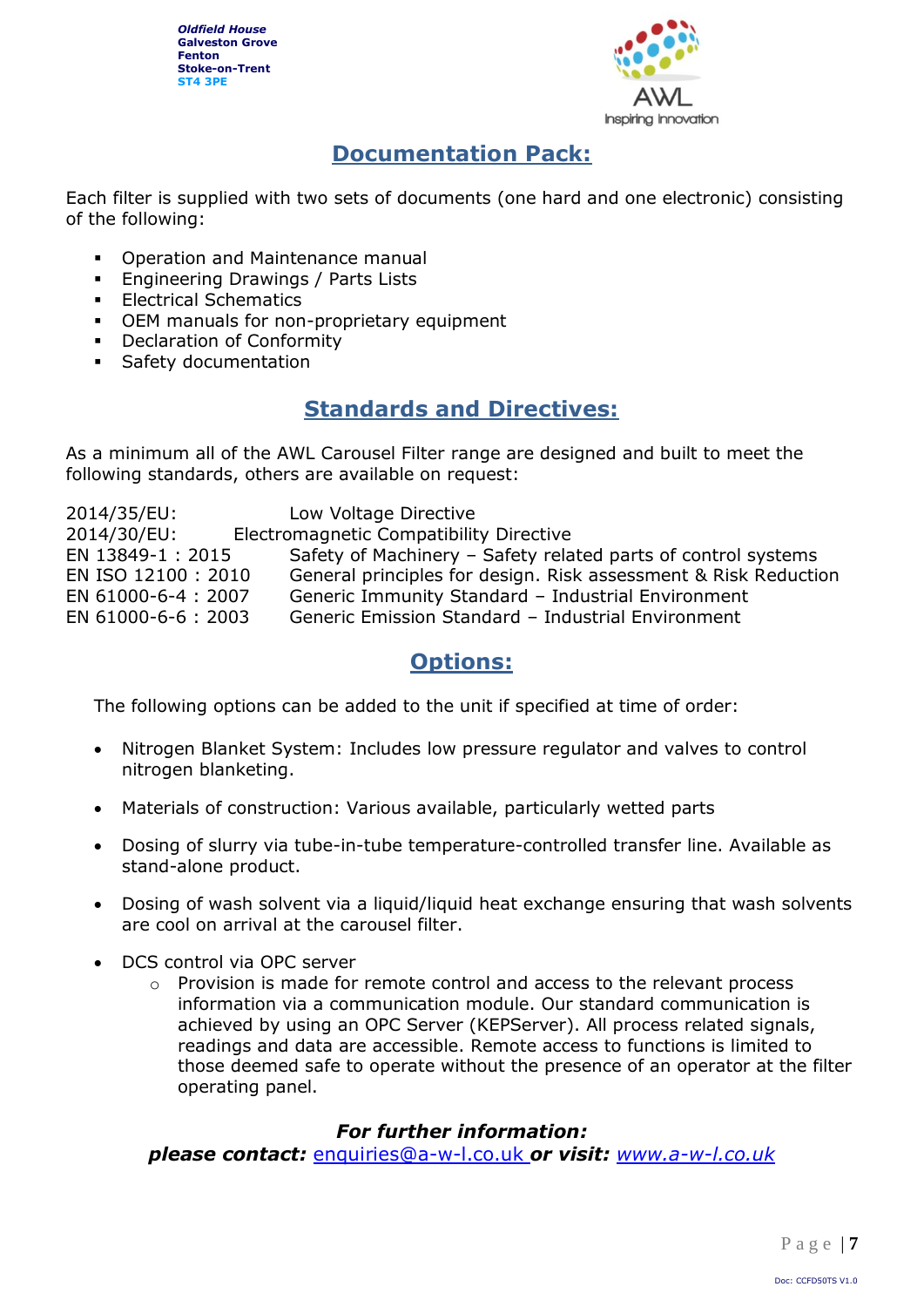Oldfield House
Galveston Grove
Fenton
Stoke-on-Trent
ST4 3PE

## Documentation Pack:

Each filter is supplied with two sets of documents (one hard and one electronic) consisting of the following:

- Operation and Maintenance manual
- Engineering Drawings / Parts Lists
- Electrical Schematics
- OEM manuals for non-proprietary equipment
- Declaration of Conformity
- Safety documentation

## Standards and Directives:

As a minimum all of the AWL Carousel Filter range are designed and built to meet the following standards, others are available on request:

| | |
|---|---|
| 2014/35/EU: | Low Voltage Directive |
| 2014/30/EU: | Electromagnetic Compatibility Directive |
| EN 13849-1 : 2015 | Safety of Machinery – Safety related parts of control systems |
| EN ISO 12100 : 2010 | General principles for design. Risk assessment & Risk Reduction |
| EN 61000-6-4 : 2007 | Generic Immunity Standard – Industrial Environment |
| EN 61000-6-6 : 2003 | Generic Emission Standard – Industrial Environment |

## Options:

The following options can be added to the unit if specified at time of order:

- Nitrogen Blanket System: Includes low pressure regulator and valves to control nitrogen blanketing.
- Materials of construction: Various available, particularly wetted parts
- Dosing of slurry via tube-in-tube temperature-controlled transfer line. Available as stand-alone product.
- Dosing of wash solvent via a liquid/liquid heat exchange ensuring that wash solvents are cool on arrival at the carousel filter.
- DCS control via OPC server
  - Provision is made for remote control and access to the relevant process information via a communication module. Our standard communication is achieved by using an OPC Server (KEPServer). All process related signals, readings and data are accessible. Remote access to functions is limited to those deemed safe to operate without the presence of an operator at the filter operating panel.

***For further information:***
***please contact:*** enquiries@a-w-l.co.uk ***or visit:*** *www.a-w-l.co.uk*